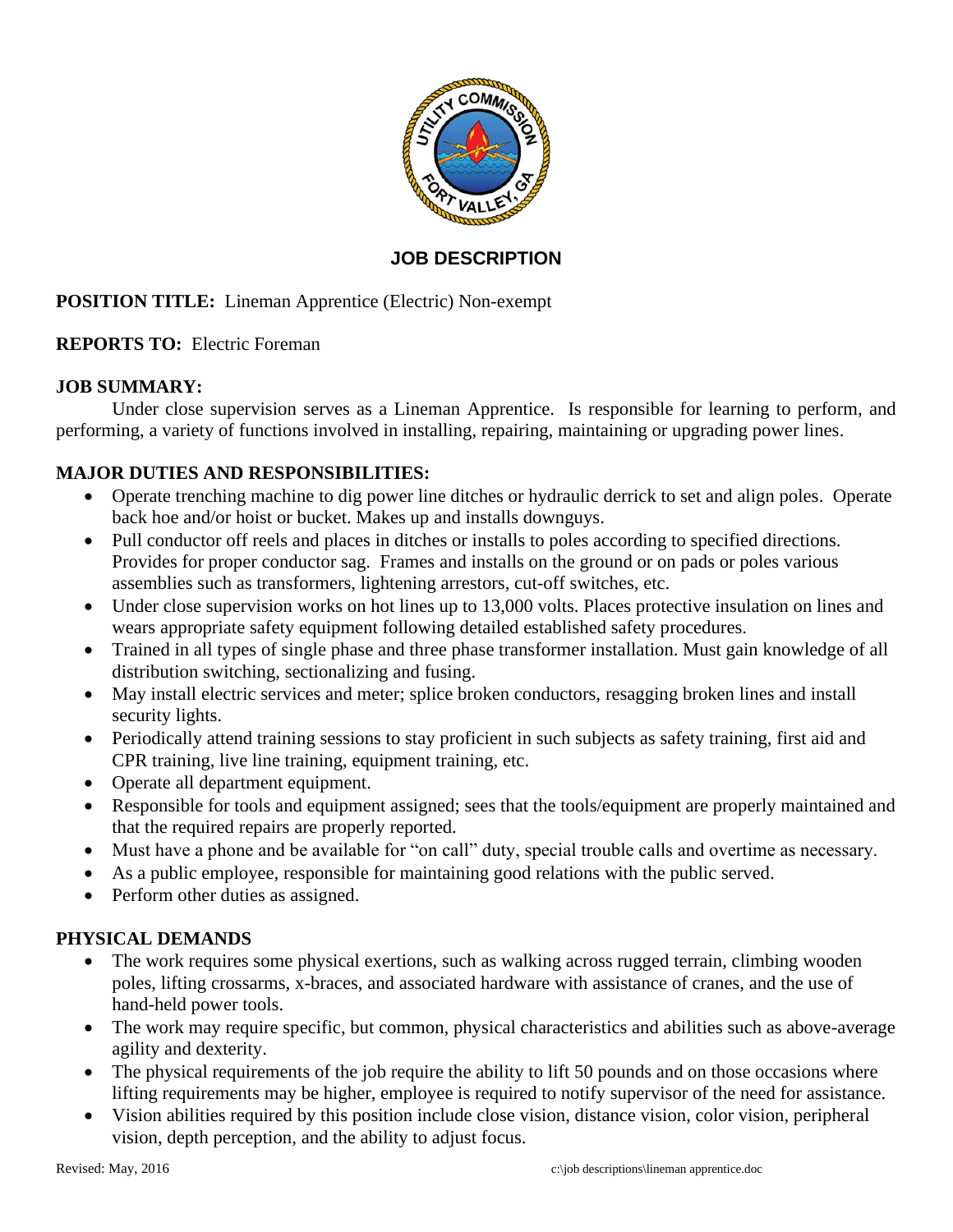# JOB DESCRIPTION

**POSITION TITLE:** Lineman Apprentice (Electric) Non-exempt

**REPORTS TO:** Electric Foreman

**JOB SUMMARY:**

Under close supervision serves as a Lineman Apprentice. Is responsible for learning to perform, and performing, a variety of functions involved in installing, repairing, maintaining or upgrading power lines.

**MAJOR DUTIES AND RESPONSIBILITIES:**

- Operate trenching machine to dig power line ditches or hydraulic derrick to set and align poles. Operate back hoe and/or hoist or bucket. Makes up and installs downguys.
- Pull conductor off reels and places in ditches or installs to poles according to specified directions. Provides for proper conductor sag. Frames and installs on the ground or on pads or poles various assemblies such as transformers, lightening arrestors, cut-off switches, etc.
- Under close supervision works on hot lines up to 13,000 volts. Places protective insulation on lines and wears appropriate safety equipment following detailed established safety procedures.
- Trained in all types of single phase and three phase transformer installation. Must gain knowledge of all distribution switching, sectionalizing and fusing.
- May install electric services and meter; splice broken conductors, resagging broken lines and install security lights.
- Periodically attend training sessions to stay proficient in such subjects as safety training, first aid and CPR training, live line training, equipment training, etc.
- Operate all department equipment.
- Responsible for tools and equipment assigned; sees that the tools/equipment are properly maintained and that the required repairs are properly reported.
- Must have a phone and be available for "on call" duty, special trouble calls and overtime as necessary.
- As a public employee, responsible for maintaining good relations with the public served.
- Perform other duties as assigned.

**PHYSICAL DEMANDS**

- The work requires some physical exertions, such as walking across rugged terrain, climbing wooden poles, lifting crossarms, x-braces, and associated hardware with assistance of cranes, and the use of hand-held power tools.
- The work may require specific, but common, physical characteristics and abilities such as above-average agility and dexterity.
- The physical requirements of the job require the ability to lift 50 pounds and on those occasions where lifting requirements may be higher, employee is required to notify supervisor of the need for assistance.
- Vision abilities required by this position include close vision, distance vision, color vision, peripheral vision, depth perception, and the ability to adjust focus.

Revised: May, 2016 c:\job descriptions\lineman apprentice.doc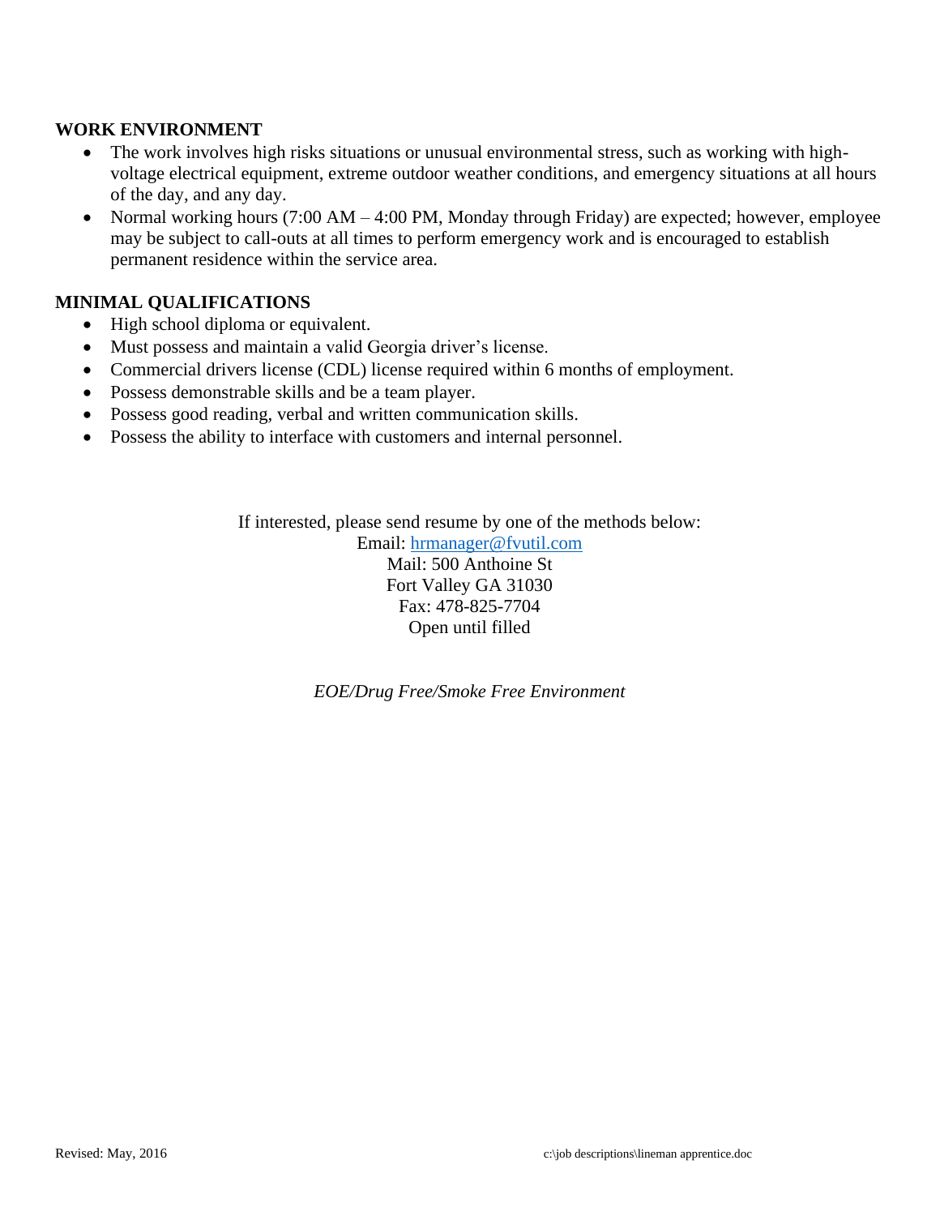## WORK ENVIRONMENT

- The work involves high risks situations or unusual environmental stress, such as working with high-voltage electrical equipment, extreme outdoor weather conditions, and emergency situations at all hours of the day, and any day.
- Normal working hours (7:00 AM – 4:00 PM, Monday through Friday) are expected; however, employee may be subject to call-outs at all times to perform emergency work and is encouraged to establish permanent residence within the service area.

## MINIMAL QUALIFICATIONS

- High school diploma or equivalent.
- Must possess and maintain a valid Georgia driver's license.
- Commercial drivers license (CDL) license required within 6 months of employment.
- Possess demonstrable skills and be a team player.
- Possess good reading, verbal and written communication skills.
- Possess the ability to interface with customers and internal personnel.

If interested, please send resume by one of the methods below:
Email: hrmanager@fvutil.com
Mail: 500 Anthoine St
Fort Valley GA 31030
Fax: 478-825-7704
Open until filled

*EOE/Drug Free/Smoke Free Environment*

Revised: May, 2016 c:\job descriptions\lineman apprentice.doc